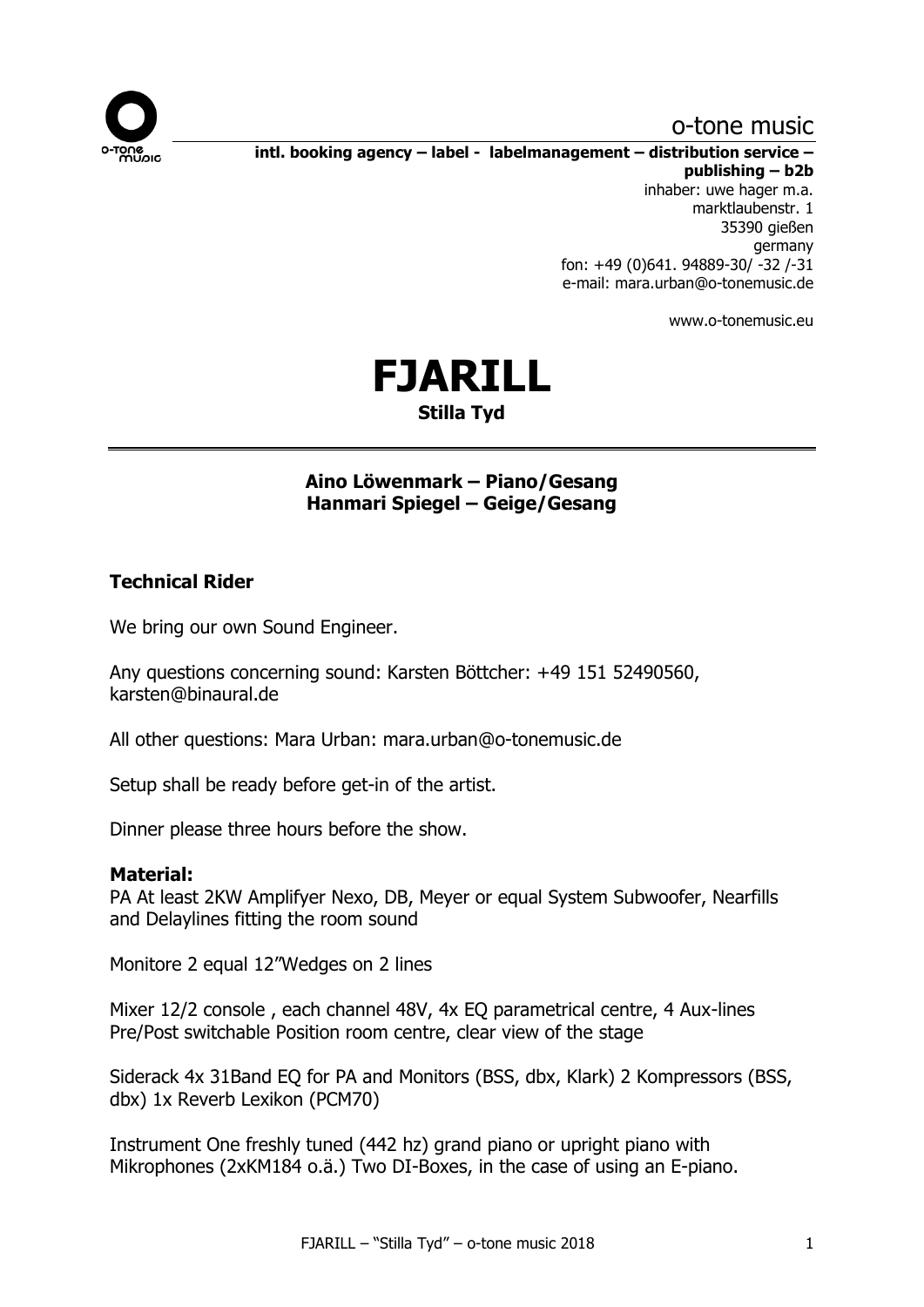o-tone music

**intl. booking agency – label - labelmanagement – distribution service – publishing – b2b**

inhaber: uwe hager m.a.
marktlaubenstr. 1
35390 gießen
germany
fon: +49 (0)641. 94889-30/ -32 /-31
e-mail: mara.urban@o-tonemusic.de

www.o-tonemusic.eu

# FJARILL

**Stilla Tyd**

---

**Aino Löwenmark – Piano/Gesang**
**Hanmari Spiegel – Geige/Gesang**

## Technical Rider

We bring our own Sound Engineer.

Any questions concerning sound: Karsten Böttcher: +49 151 52490560, karsten@binaural.de

All other questions: Mara Urban: mara.urban@o-tonemusic.de

Setup shall be ready before get-in of the artist.

Dinner please three hours before the show.

**Material:**

PA At least 2KW Amplifyer Nexo, DB, Meyer or equal System Subwoofer, Nearfills and Delaylines fitting the room sound

Monitore 2 equal 12"Wedges on 2 lines

Mixer 12/2 console , each channel 48V, 4x EQ parametrical centre, 4 Aux-lines Pre/Post switchable Position room centre, clear view of the stage

Siderack 4x 31Band EQ for PA and Monitors (BSS, dbx, Klark) 2 Kompressors (BSS, dbx) 1x Reverb Lexikon (PCM70)

Instrument One freshly tuned (442 hz) grand piano or upright piano with Mikrophones (2xKM184 o.ä.) Two DI-Boxes, in the case of using an E-piano.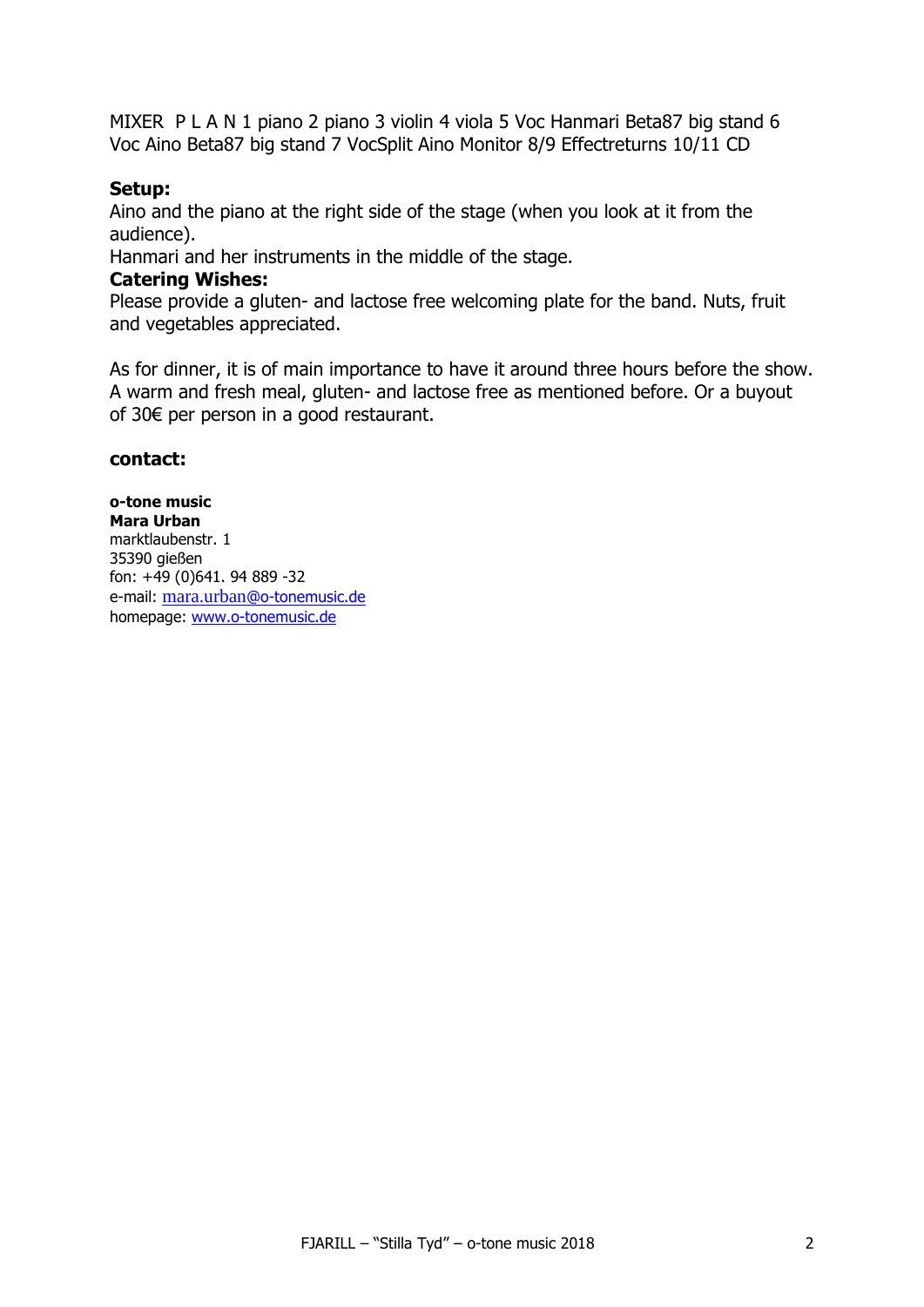MIXER P L A N 1 piano 2 piano 3 violin 4 viola 5 Voc Hanmari Beta87 big stand 6 Voc Aino Beta87 big stand 7 VocSplit Aino Monitor 8/9 Effectreturns 10/11 CD

**Setup:**

Aino and the piano at the right side of the stage (when you look at it from the audience).

Hanmari and her instruments in the middle of the stage.

**Catering Wishes:**

Please provide a gluten- and lactose free welcoming plate for the band. Nuts, fruit and vegetables appreciated.

As for dinner, it is of main importance to have it around three hours before the show. A warm and fresh meal, gluten- and lactose free as mentioned before. Or a buyout of 30€ per person in a good restaurant.

**contact:**

**o-tone music**
**Mara Urban**
marktlaubenstr. 1
35390 gießen
fon: +49 (0)641. 94 889 -32
e-mail: mara.urban@o-tonemusic.de
homepage: www.o-tonemusic.de